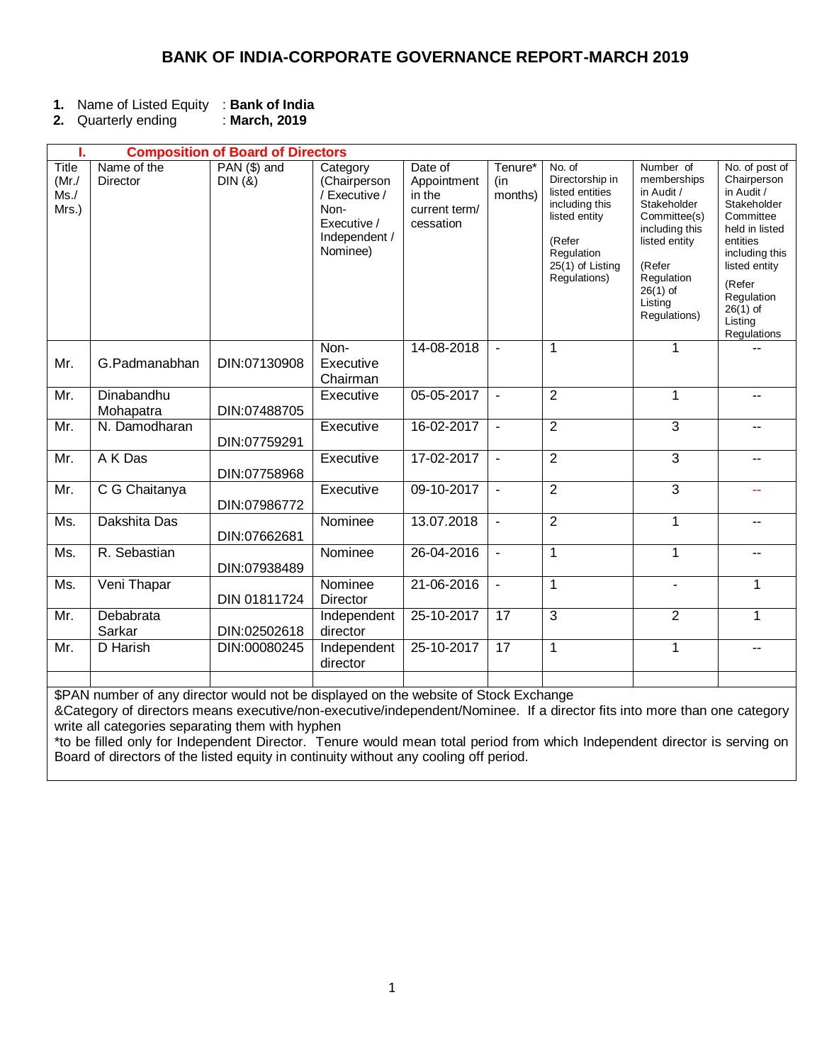# BANK OF INDIA-CORPORATE GOVERNANCE REPORT-MARCH 2019

1. Name of Listed Equity : **Bank of India**
2. Quarterly ending : **March, 2019**

## I. Composition of Board of Directors

| Title (Mr./ Ms./ Mrs.) | Name of the Director | PAN ($) and DIN (&) | Category (Chairperson / Executive / Non-Executive / Independent / Nominee) | Date of Appointment in the current term/ cessation | Tenure* (in months) | No. of Directorship in listed entities including this listed entity (Refer Regulation 25(1) of Listing Regulations) | Number of memberships in Audit / Stakeholder Committee(s) including this listed entity (Refer Regulation 26(1) of Listing Regulations) | No. of post of Chairperson in Audit / Stakeholder Committee held in listed entities including this listed entity (Refer Regulation 26(1) of Listing Regulations |
|---|---|---|---|---|---|---|---|---|
| Mr. | G.Padmanabhan | DIN:07130908 | Non-Executive Chairman | 14-08-2018 | - | 1 | 1 | -- |
| Mr. | Dinabandhu Mohapatra | DIN:07488705 | Executive | 05-05-2017 | - | 2 | 1 | -- |
| Mr. | N. Damodharan | DIN:07759291 | Executive | 16-02-2017 | - | 2 | 3 | -- |
| Mr. | A K Das | DIN:07758968 | Executive | 17-02-2017 | - | 2 | 3 | -- |
| Mr. | C G Chaitanya | DIN:07986772 | Executive | 09-10-2017 | - | 2 | 3 | -- |
| Ms. | Dakshita Das | DIN:07662681 | Nominee | 13.07.2018 | - | 2 | 1 | -- |
| Ms. | R. Sebastian | DIN:07938489 | Nominee | 26-04-2016 | - | 1 | 1 | -- |
| Ms. | Veni Thapar | DIN 01811724 | Nominee Director | 21-06-2016 | - | 1 | - | 1 |
| Mr. | Debabrata Sarkar | DIN:02502618 | Independent director | 25-10-2017 | 17 | 3 | 2 | 1 |
| Mr. | D Harish | DIN:00080245 | Independent director | 25-10-2017 | 17 | 1 | 1 | -- |
| | | | | | | | | |

$PAN number of any director would not be displayed on the website of Stock Exchange

&Category of directors means executive/non-executive/independent/Nominee. If a director fits into more than one category write all categories separating them with hyphen

*to be filled only for Independent Director. Tenure would mean total period from which Independent director is serving on Board of directors of the listed equity in continuity without any cooling off period.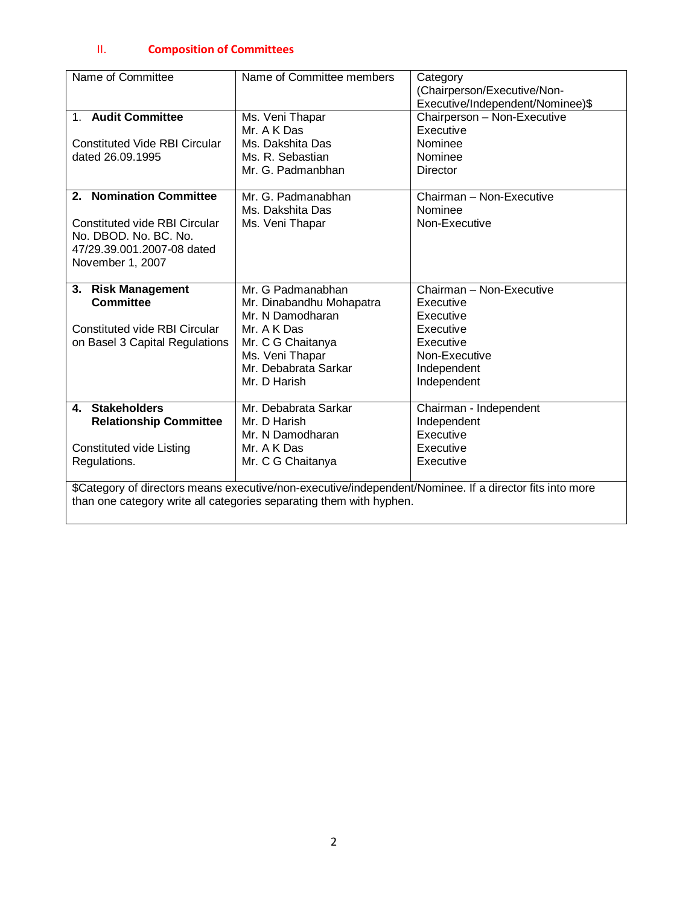## II. Composition of Committees

| Name of Committee | Name of Committee members | Category (Chairperson/Executive/Non-Executive/Independent/Nominee)$ |
|---|---|---|
| 1. **Audit Committee**<br><br>Constituted Vide RBI Circular dated 26.09.1995 | Ms. Veni Thapar<br>Mr. A K Das<br>Ms. Dakshita Das<br>Ms. R. Sebastian<br>Mr. G. Padmanbhan | Chairperson – Non-Executive<br>Executive<br>Nominee<br>Nominee<br>Director |
| 2. **Nomination Committee**<br><br>Constituted vide RBI Circular No. DBOD. No. BC. No. 47/29.39.001.2007-08 dated November 1, 2007 | Mr. G. Padmanabhan<br>Ms. Dakshita Das<br>Ms. Veni Thapar | Chairman – Non-Executive<br>Nominee<br>Non-Executive |
| 3. **Risk Management Committee**<br><br>Constituted vide RBI Circular on Basel 3 Capital Regulations | Mr. G Padmanabhan<br>Mr. Dinabandhu Mohapatra<br>Mr. N Damodharan<br>Mr. A K Das<br>Mr. C G Chaitanya<br>Ms. Veni Thapar<br>Mr. Debabrata Sarkar<br>Mr. D Harish | Chairman – Non-Executive<br>Executive<br>Executive<br>Executive<br>Executive<br>Non-Executive<br>Independent<br>Independent |
| 4. **Stakeholders Relationship Committee**<br><br>Constituted vide Listing Regulations. | Mr. Debabrata Sarkar<br>Mr. D Harish<br>Mr. N Damodharan<br>Mr. A K Das<br>Mr. C G Chaitanya | Chairman - Independent<br>Independent<br>Executive<br>Executive<br>Executive |

$Category of directors means executive/non-executive/independent/Nominee. If a director fits into more than one category write all categories separating them with hyphen.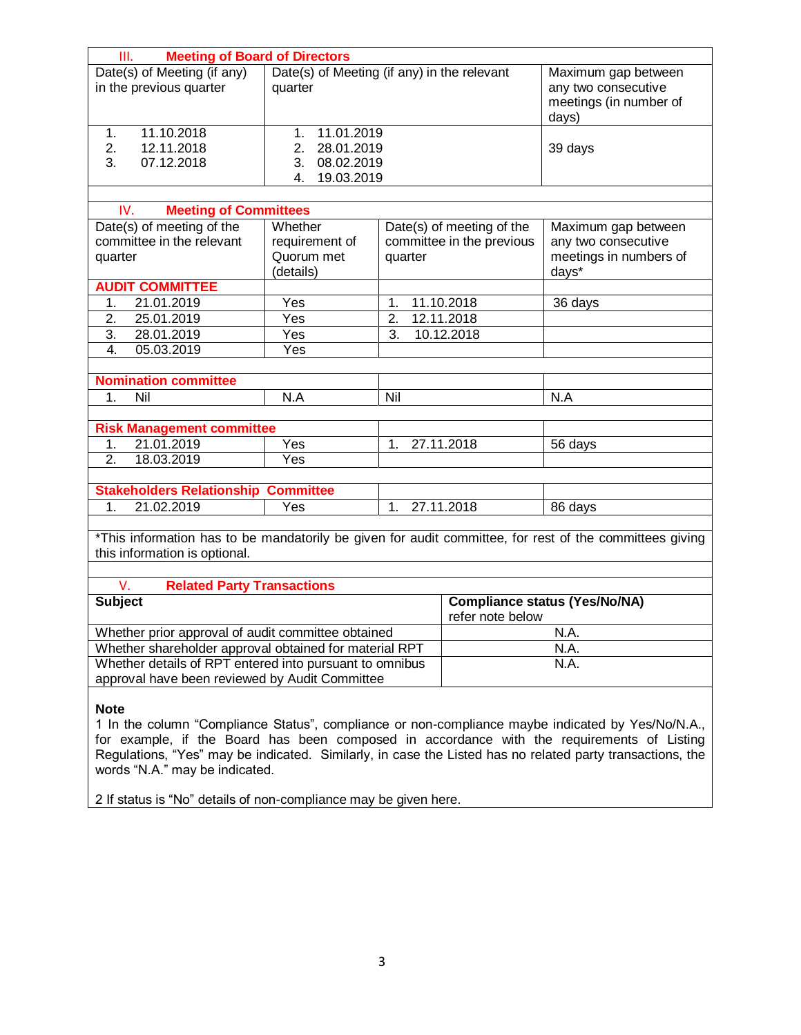## III. Meeting of Board of Directors

| Date(s) of Meeting (if any) in the previous quarter | Date(s) of Meeting (if any) in the relevant quarter | Maximum gap between any two consecutive meetings (in number of days) |
|---|---|---|
| 1. 11.10.2018<br>2. 12.11.2018<br>3. 07.12.2018 | 1. 11.01.2019<br>2. 28.01.2019<br>3. 08.02.2019<br>4. 19.03.2019 | 39 days |

## IV. Meeting of Committees

| Date(s) of meeting of the committee in the relevant quarter | Whether requirement of Quorum met (details) | Date(s) of meeting of the committee in the previous quarter | Maximum gap between any two consecutive meetings in numbers of days* |
|---|---|---|---|
| **AUDIT COMMITTEE** | | | |
| 1. 21.01.2019 | Yes | 1. 11.10.2018 | 36 days |
| 2. 25.01.2019 | Yes | 2. 12.11.2018 | |
| 3. 28.01.2019 | Yes | 3. 10.12.2018 | |
| 4. 05.03.2019 | Yes | | |
| **Nomination committee** | | | |
| 1. Nil | N.A | Nil | N.A |
| **Risk Management committee** | | | |
| 1. 21.01.2019 | Yes | 1. 27.11.2018 | 56 days |
| 2. 18.03.2019 | Yes | | |
| **Stakeholders Relationship Committee** | | | |
| 1. 21.02.2019 | Yes | 1. 27.11.2018 | 86 days |

*This information has to be mandatorily be given for audit committee, for rest of the committees giving this information is optional.

## V. Related Party Transactions

| Subject | Compliance status (Yes/No/NA) refer note below |
|---|---|
| Whether prior approval of audit committee obtained | N.A. |
| Whether shareholder approval obtained for material RPT | N.A. |
| Whether details of RPT entered into pursuant to omnibus approval have been reviewed by Audit Committee | N.A. |

**Note**

1 In the column "Compliance Status", compliance or non-compliance maybe indicated by Yes/No/N.A., for example, if the Board has been composed in accordance with the requirements of Listing Regulations, "Yes" may be indicated. Similarly, in case the Listed has no related party transactions, the words "N.A." may be indicated.

2 If status is "No" details of non-compliance may be given here.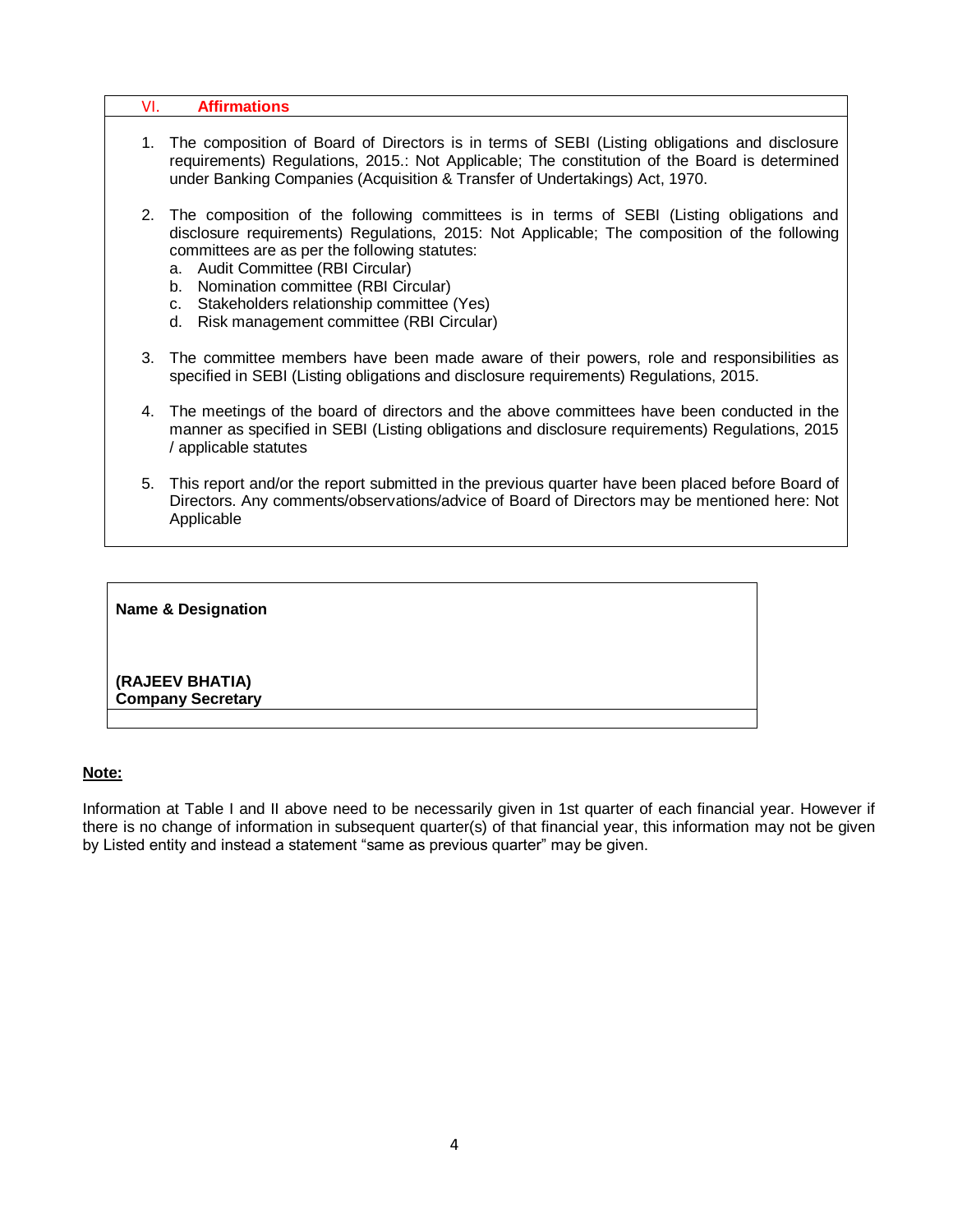## VI. Affirmations

1. The composition of Board of Directors is in terms of SEBI (Listing obligations and disclosure requirements) Regulations, 2015.: Not Applicable; The constitution of the Board is determined under Banking Companies (Acquisition & Transfer of Undertakings) Act, 1970.

2. The composition of the following committees is in terms of SEBI (Listing obligations and disclosure requirements) Regulations, 2015: Not Applicable; The composition of the following committees are as per the following statutes:
   a. Audit Committee (RBI Circular)
   b. Nomination committee (RBI Circular)
   c. Stakeholders relationship committee (Yes)
   d. Risk management committee (RBI Circular)

3. The committee members have been made aware of their powers, role and responsibilities as specified in SEBI (Listing obligations and disclosure requirements) Regulations, 2015.

4. The meetings of the board of directors and the above committees have been conducted in the manner as specified in SEBI (Listing obligations and disclosure requirements) Regulations, 2015 / applicable statutes

5. This report and/or the report submitted in the previous quarter have been placed before Board of Directors. Any comments/observations/advice of Board of Directors may be mentioned here: Not Applicable

| **Name & Designation** |
|---|
| **(RAJEEV BHATIA)** <br> **Company Secretary** |

**Note:**

Information at Table I and II above need to be necessarily given in 1st quarter of each financial year. However if there is no change of information in subsequent quarter(s) of that financial year, this information may not be given by Listed entity and instead a statement "same as previous quarter" may be given.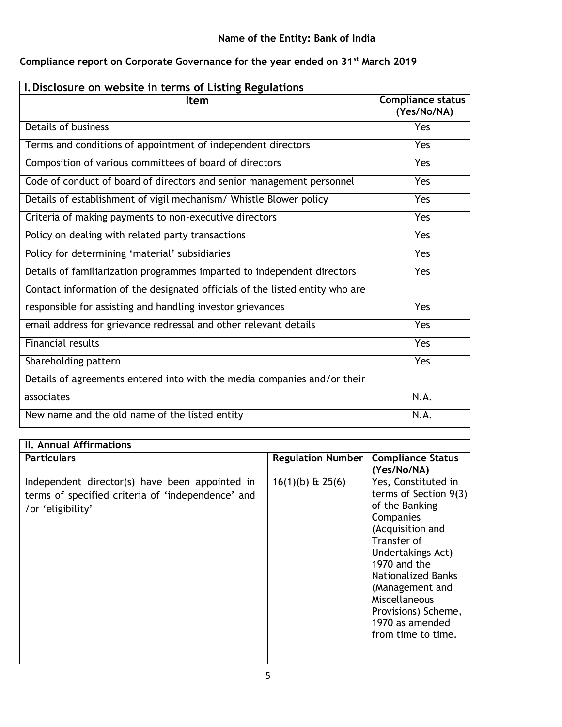**Name of the Entity: Bank of India**

**Compliance report on Corporate Governance for the year ended on 31st March 2019**

| **I. Disclosure on website in terms of Listing Regulations** | |
|---|---|
| **Item** | **Compliance status (Yes/No/NA)** |
| Details of business | Yes |
| Terms and conditions of appointment of independent directors | Yes |
| Composition of various committees of board of directors | Yes |
| Code of conduct of board of directors and senior management personnel | Yes |
| Details of establishment of vigil mechanism/ Whistle Blower policy | Yes |
| Criteria of making payments to non-executive directors | Yes |
| Policy on dealing with related party transactions | Yes |
| Policy for determining 'material' subsidiaries | Yes |
| Details of familiarization programmes imparted to independent directors | Yes |
| Contact information of the designated officials of the listed entity who are responsible for assisting and handling investor grievances | Yes |
| email address for grievance redressal and other relevant details | Yes |
| Financial results | Yes |
| Shareholding pattern | Yes |
| Details of agreements entered into with the media companies and/or their associates | N.A. |
| New name and the old name of the listed entity | N.A. |

| **II. Annual Affirmations** | | |
|---|---|---|
| **Particulars** | **Regulation Number** | **Compliance Status (Yes/No/NA)** |
| Independent director(s) have been appointed in terms of specified criteria of 'independence' and /or 'eligibility' | 16(1)(b) & 25(6) | Yes, Constituted in terms of Section 9(3) of the Banking Companies (Acquisition and Transfer of Undertakings Act) 1970 and the Nationalized Banks (Management and Miscellaneous Provisions) Scheme, 1970 as amended from time to time. |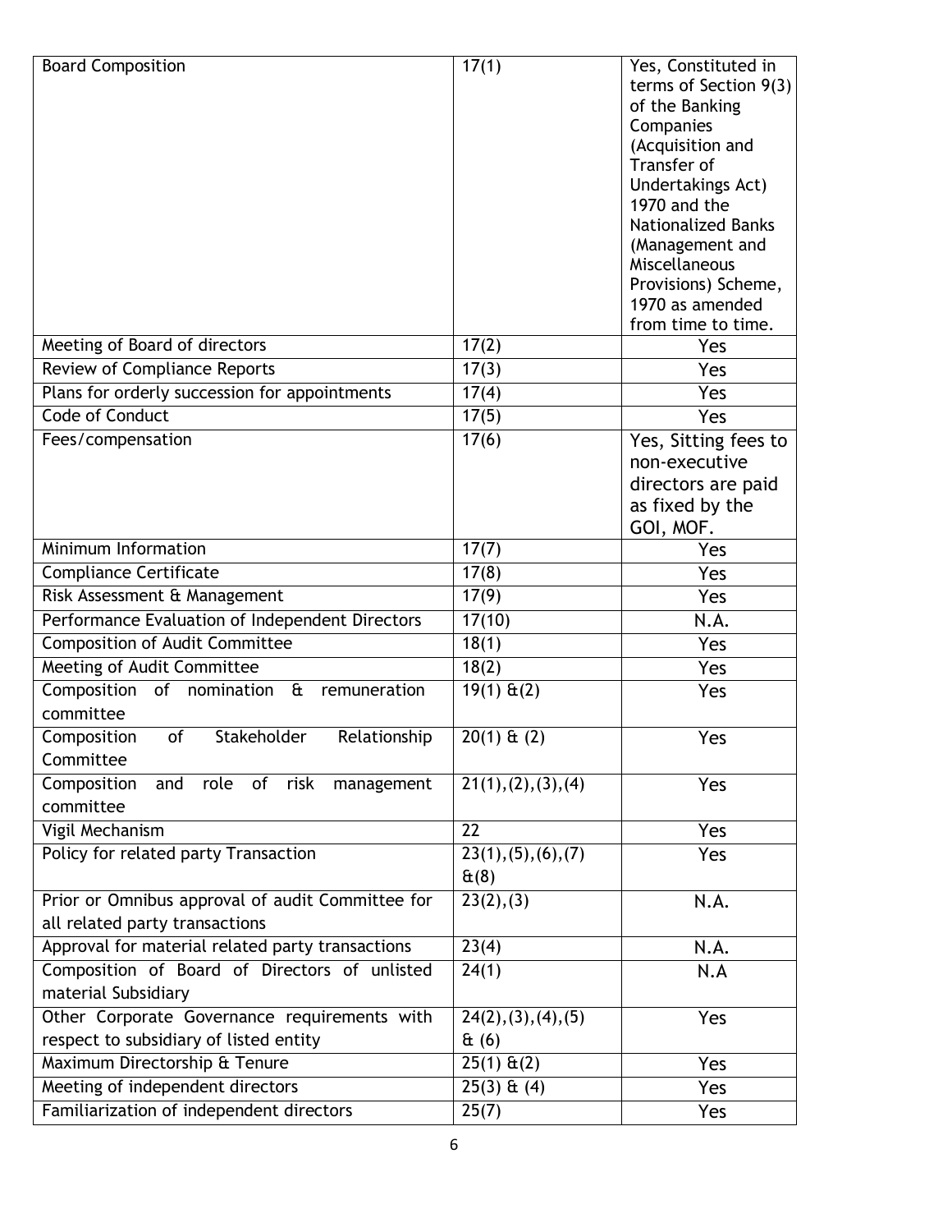| Board Composition | 17(1) | Yes, Constituted in terms of Section 9(3) of the Banking Companies (Acquisition and Transfer of Undertakings Act) 1970 and the Nationalized Banks (Management and Miscellaneous Provisions) Scheme, 1970 as amended from time to time. |
|---|---|---|
| Meeting of Board of directors | 17(2) | Yes |
| Review of Compliance Reports | 17(3) | Yes |
| Plans for orderly succession for appointments | 17(4) | Yes |
| Code of Conduct | 17(5) | Yes |
| Fees/compensation | 17(6) | Yes, Sitting fees to non-executive directors are paid as fixed by the GOI, MOF. |
| Minimum Information | 17(7) | Yes |
| Compliance Certificate | 17(8) | Yes |
| Risk Assessment & Management | 17(9) | Yes |
| Performance Evaluation of Independent Directors | 17(10) | N.A. |
| Composition of Audit Committee | 18(1) | Yes |
| Meeting of Audit Committee | 18(2) | Yes |
| Composition of nomination & remuneration committee | 19(1) &(2) | Yes |
| Composition of Stakeholder Relationship Committee | 20(1) & (2) | Yes |
| Composition and role of risk management committee | 21(1),(2),(3),(4) | Yes |
| Vigil Mechanism | 22 | Yes |
| Policy for related party Transaction | 23(1),(5),(6),(7) &(8) | Yes |
| Prior or Omnibus approval of audit Committee for all related party transactions | 23(2),(3) | N.A. |
| Approval for material related party transactions | 23(4) | N.A. |
| Composition of Board of Directors of unlisted material Subsidiary | 24(1) | N.A |
| Other Corporate Governance requirements with respect to subsidiary of listed entity | 24(2),(3),(4),(5) & (6) | Yes |
| Maximum Directorship & Tenure | 25(1) &(2) | Yes |
| Meeting of independent directors | 25(3) & (4) | Yes |
| Familiarization of independent directors | 25(7) | Yes |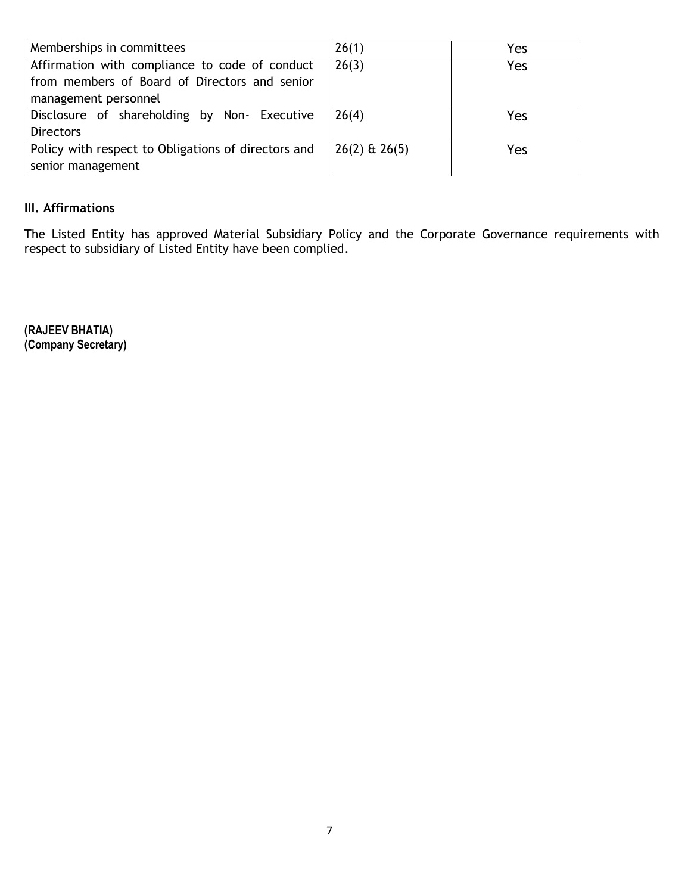| | | |
|---|---|---|
| Memberships in committees | 26(1) | Yes |
| Affirmation with compliance to code of conduct from members of Board of Directors and senior management personnel | 26(3) | Yes |
| Disclosure of shareholding by Non- Executive Directors | 26(4) | Yes |
| Policy with respect to Obligations of directors and senior management | 26(2) & 26(5) | Yes |

**III. Affirmations**

The Listed Entity has approved Material Subsidiary Policy and the Corporate Governance requirements with respect to subsidiary of Listed Entity have been complied.

**(RAJEEV BHATIA)**
**(Company Secretary)**